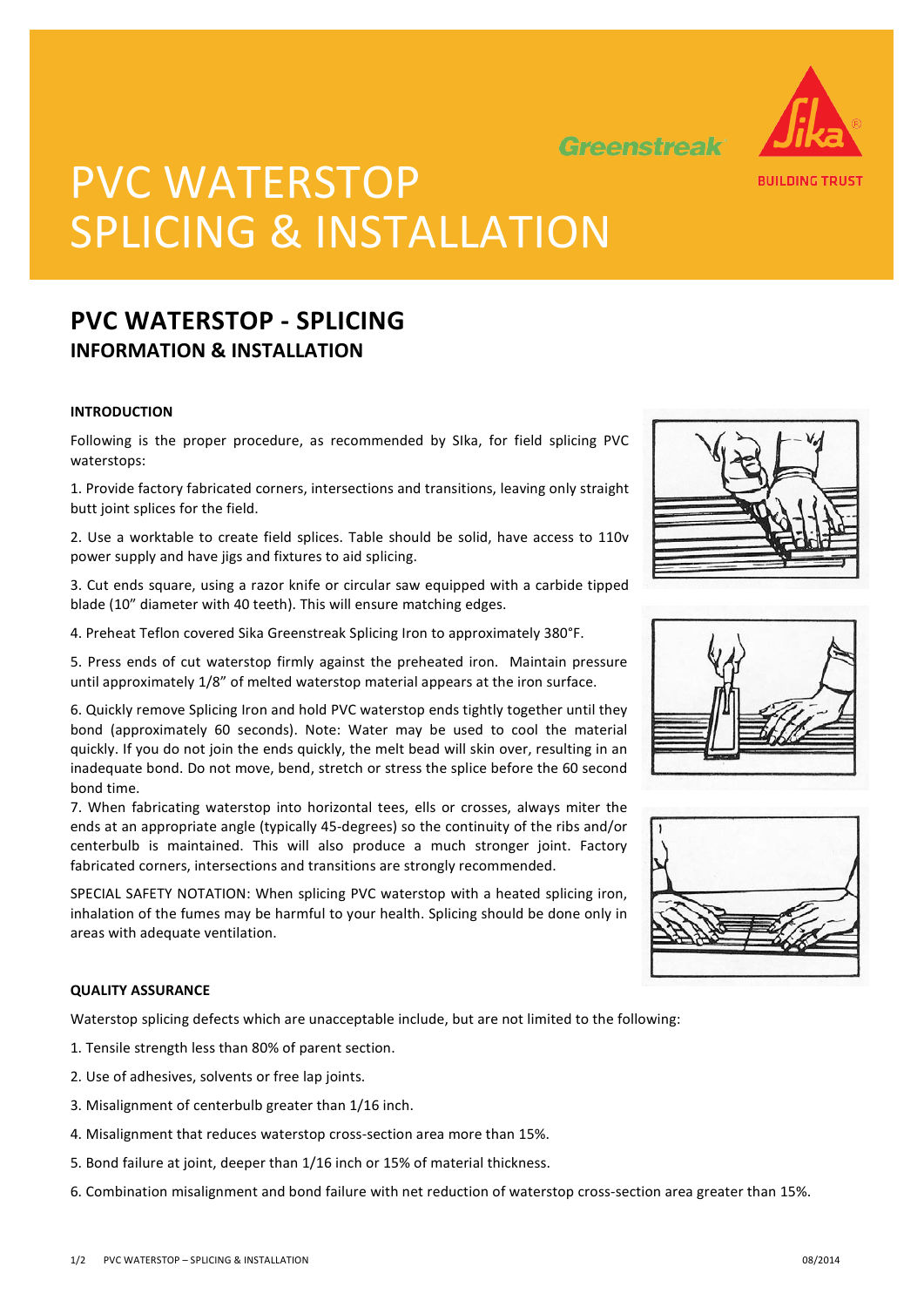# PVC WATERSTOP SPLICING & INSTALLATION

## PVC WATERSTOP - SPLICING

### INFORMATION & INSTALLATION

**INTRODUCTION**

Following is the proper procedure, as recommended by SIka, for field splicing PVC waterstops:

1. Provide factory fabricated corners, intersections and transitions, leaving only straight butt joint splices for the field.

2. Use a worktable to create field splices. Table should be solid, have access to 110v power supply and have jigs and fixtures to aid splicing.

3. Cut ends square, using a razor knife or circular saw equipped with a carbide tipped blade (10" diameter with 40 teeth). This will ensure matching edges.

4. Preheat Teflon covered Sika Greenstreak Splicing Iron to approximately 380°F.

5. Press ends of cut waterstop firmly against the preheated iron. Maintain pressure until approximately 1/8" of melted waterstop material appears at the iron surface.

6. Quickly remove Splicing Iron and hold PVC waterstop ends tightly together until they bond (approximately 60 seconds). Note: Water may be used to cool the material quickly. If you do not join the ends quickly, the melt bead will skin over, resulting in an inadequate bond. Do not move, bend, stretch or stress the splice before the 60 second bond time.

7. When fabricating waterstop into horizontal tees, ells or crosses, always miter the ends at an appropriate angle (typically 45-degrees) so the continuity of the ribs and/or centerbulb is maintained. This will also produce a much stronger joint. Factory fabricated corners, intersections and transitions are strongly recommended.

SPECIAL SAFETY NOTATION: When splicing PVC waterstop with a heated splicing iron, inhalation of the fumes may be harmful to your health. Splicing should be done only in areas with adequate ventilation.

**QUALITY ASSURANCE**

Waterstop splicing defects which are unacceptable include, but are not limited to the following:

1. Tensile strength less than 80% of parent section.

2. Use of adhesives, solvents or free lap joints.

3. Misalignment of centerbulb greater than 1/16 inch.

4. Misalignment that reduces waterstop cross-section area more than 15%.

5. Bond failure at joint, deeper than 1/16 inch or 15% of material thickness.

6. Combination misalignment and bond failure with net reduction of waterstop cross-section area greater than 15%.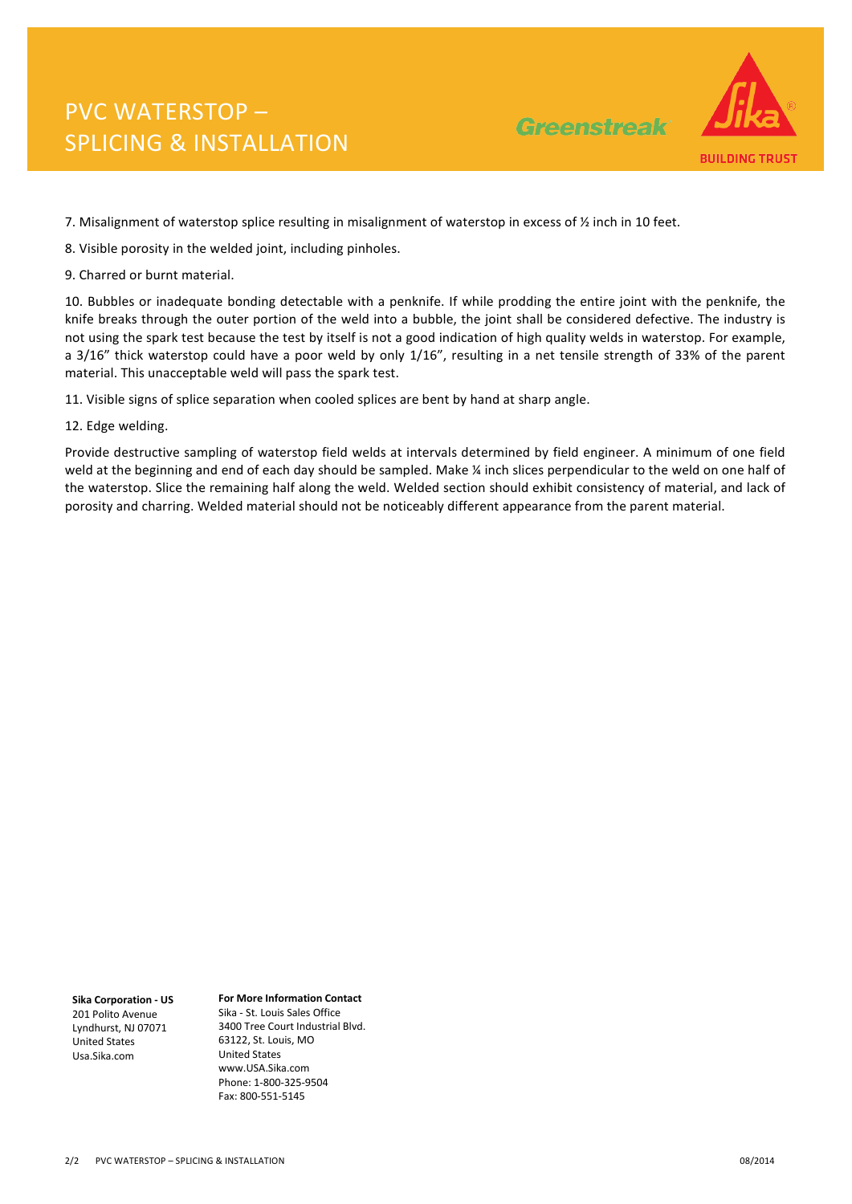7. Misalignment of waterstop splice resulting in misalignment of waterstop in excess of ½ inch in 10 feet.

8. Visible porosity in the welded joint, including pinholes.

9. Charred or burnt material.

10. Bubbles or inadequate bonding detectable with a penknife. If while prodding the entire joint with the penknife, the knife breaks through the outer portion of the weld into a bubble, the joint shall be considered defective. The industry is not using the spark test because the test by itself is not a good indication of high quality welds in waterstop. For example, a 3/16" thick waterstop could have a poor weld by only 1/16", resulting in a net tensile strength of 33% of the parent material. This unacceptable weld will pass the spark test.

11. Visible signs of splice separation when cooled splices are bent by hand at sharp angle.

12. Edge welding.

Provide destructive sampling of waterstop field welds at intervals determined by field engineer. A minimum of one field weld at the beginning and end of each day should be sampled. Make ¼ inch slices perpendicular to the weld on one half of the waterstop. Slice the remaining half along the weld. Welded section should exhibit consistency of material, and lack of porosity and charring. Welded material should not be noticeably different appearance from the parent material.

**Sika Corporation - US**
201 Polito Avenue
Lyndhurst, NJ 07071
United States
Usa.Sika.com

**For More Information Contact**
Sika - St. Louis Sales Office
3400 Tree Court Industrial Blvd.
63122, St. Louis, MO
United States
www.USA.Sika.com
Phone: 1-800-325-9504
Fax: 800-551-5145